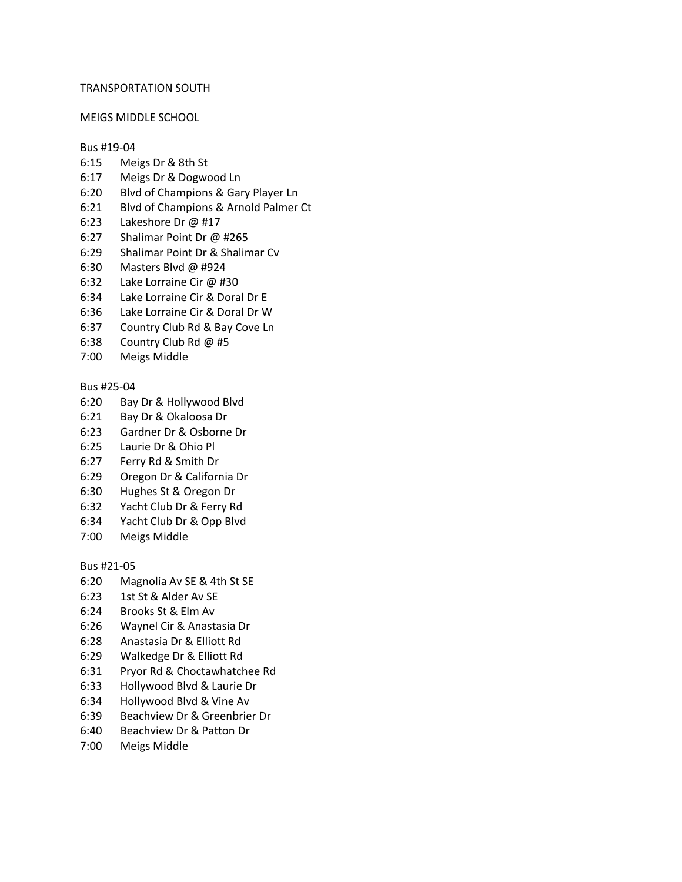TRANSPORTATION SOUTH

MEIGS MIDDLE SCHOOL

Bus #19-04

6:15 Meigs Dr & 8th St
6:17 Meigs Dr & Dogwood Ln
6:20 Blvd of Champions & Gary Player Ln
6:21 Blvd of Champions & Arnold Palmer Ct
6:23 Lakeshore Dr @ #17
6:27 Shalimar Point Dr @ #265
6:29 Shalimar Point Dr & Shalimar Cv
6:30 Masters Blvd @ #924
6:32 Lake Lorraine Cir @ #30
6:34 Lake Lorraine Cir & Doral Dr E
6:36 Lake Lorraine Cir & Doral Dr W
6:37 Country Club Rd & Bay Cove Ln
6:38 Country Club Rd @ #5
7:00 Meigs Middle

Bus #25-04

6:20 Bay Dr & Hollywood Blvd
6:21 Bay Dr & Okaloosa Dr
6:23 Gardner Dr & Osborne Dr
6:25 Laurie Dr & Ohio Pl
6:27 Ferry Rd & Smith Dr
6:29 Oregon Dr & California Dr
6:30 Hughes St & Oregon Dr
6:32 Yacht Club Dr & Ferry Rd
6:34 Yacht Club Dr & Opp Blvd
7:00 Meigs Middle

Bus #21-05

6:20 Magnolia Av SE & 4th St SE
6:23 1st St & Alder Av SE
6:24 Brooks St & Elm Av
6:26 Waynel Cir & Anastasia Dr
6:28 Anastasia Dr & Elliott Rd
6:29 Walkedge Dr & Elliott Rd
6:31 Pryor Rd & Choctawhatchee Rd
6:33 Hollywood Blvd & Laurie Dr
6:34 Hollywood Blvd & Vine Av
6:39 Beachview Dr & Greenbrier Dr
6:40 Beachview Dr & Patton Dr
7:00 Meigs Middle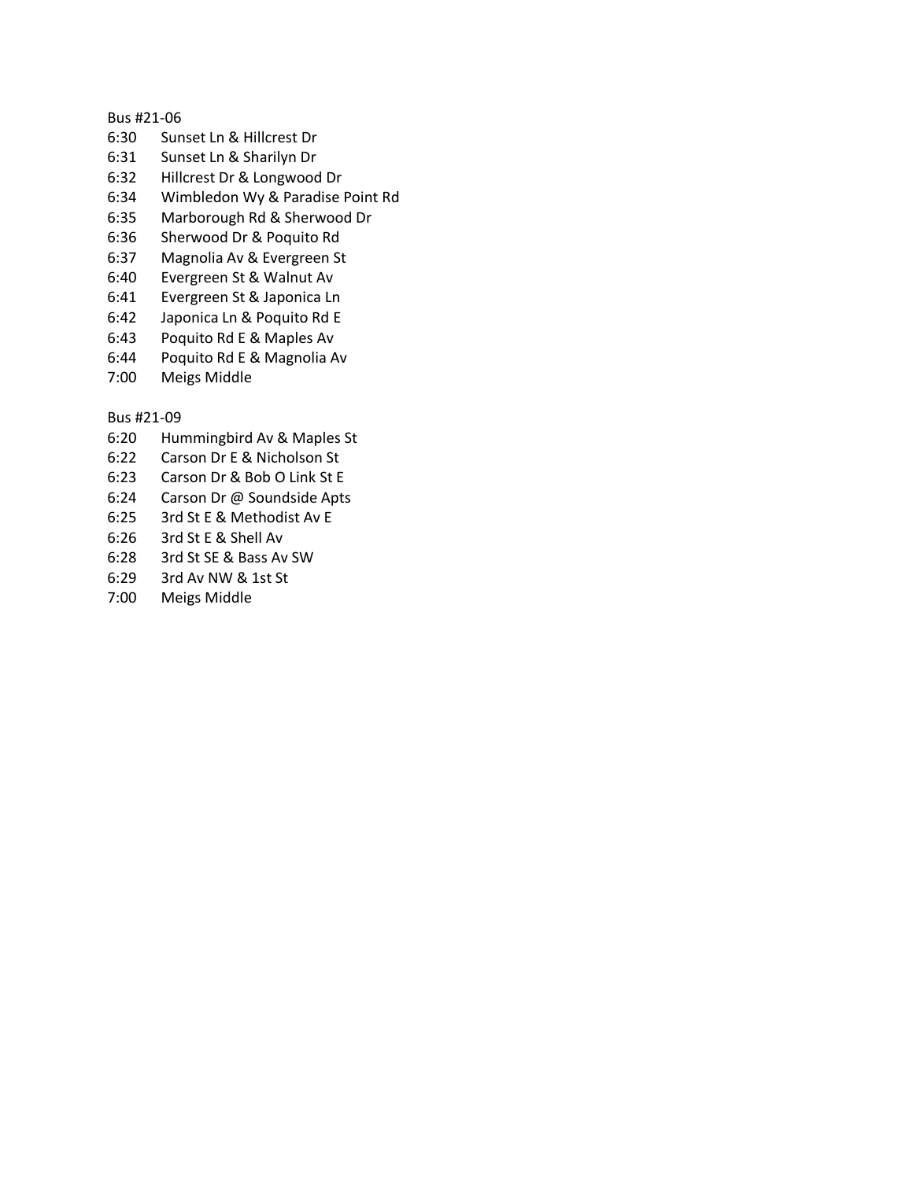Bus #21-06

| | |
|---|---|
| 6:30 | Sunset Ln & Hillcrest Dr |
| 6:31 | Sunset Ln & Sharilyn Dr |
| 6:32 | Hillcrest Dr & Longwood Dr |
| 6:34 | Wimbledon Wy & Paradise Point Rd |
| 6:35 | Marborough Rd & Sherwood Dr |
| 6:36 | Sherwood Dr & Poquito Rd |
| 6:37 | Magnolia Av & Evergreen St |
| 6:40 | Evergreen St & Walnut Av |
| 6:41 | Evergreen St & Japonica Ln |
| 6:42 | Japonica Ln & Poquito Rd E |
| 6:43 | Poquito Rd E & Maples Av |
| 6:44 | Poquito Rd E & Magnolia Av |
| 7:00 | Meigs Middle |

Bus #21-09

| | |
|---|---|
| 6:20 | Hummingbird Av & Maples St |
| 6:22 | Carson Dr E & Nicholson St |
| 6:23 | Carson Dr & Bob O Link St E |
| 6:24 | Carson Dr @ Soundside Apts |
| 6:25 | 3rd St E & Methodist Av E |
| 6:26 | 3rd St E & Shell Av |
| 6:28 | 3rd St SE & Bass Av SW |
| 6:29 | 3rd Av NW & 1st St |
| 7:00 | Meigs Middle |